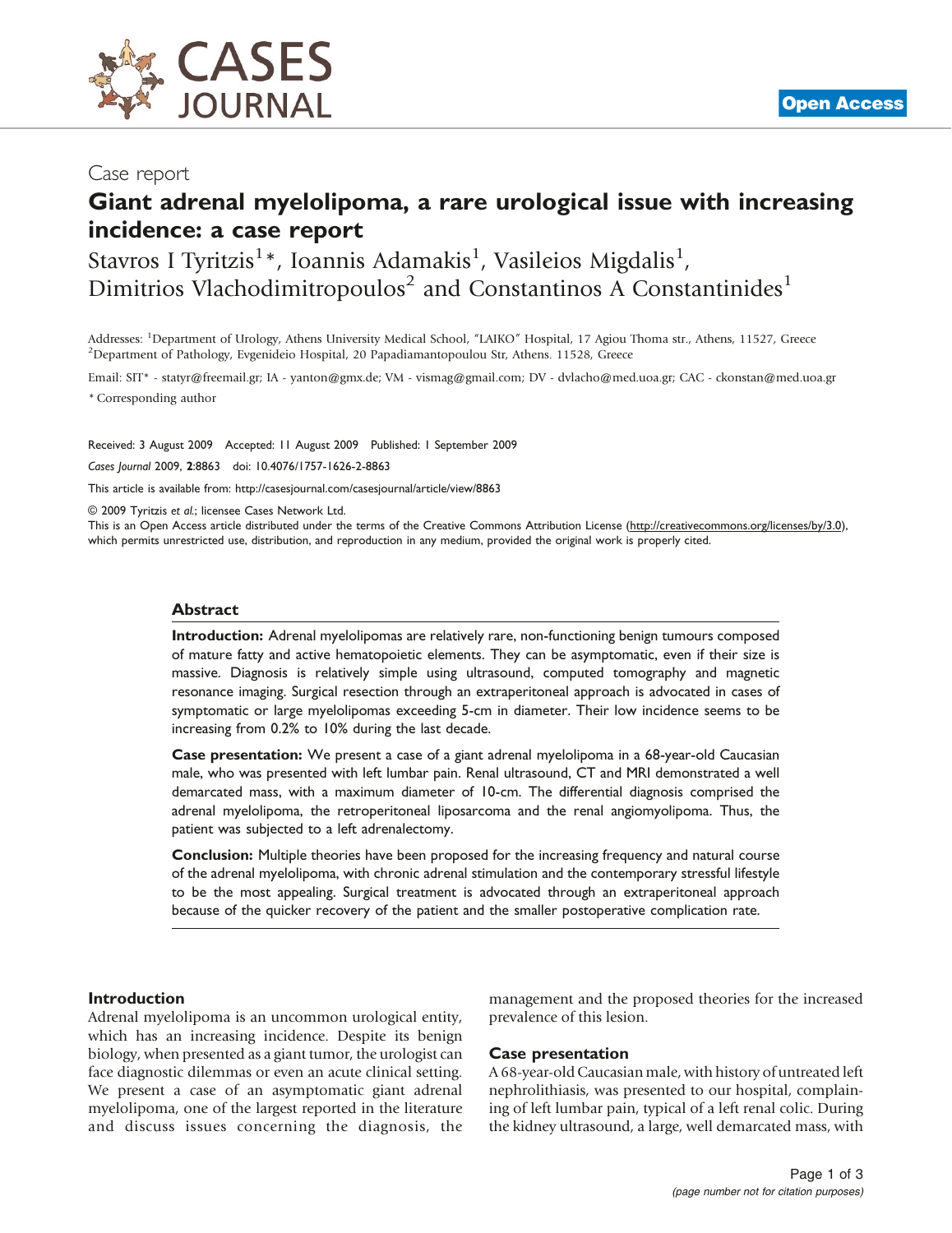Case report

# Giant adrenal myelolipoma, a rare urological issue with increasing incidence: a case report

Stavros I Tyritzis[1]*, Ioannis Adamakis[1], Vasileios Migdalis[1], Dimitrios Vlachodimitropoulos[2] and Constantinos A Constantinides[1]

Addresses: [1]Department of Urology, Athens University Medical School, "LAIKO" Hospital, 17 Agiou Thoma str., Athens, 11527, Greece
[2]Department of Pathology, Evgenideio Hospital, 20 Papadiamantopoulou Str, Athens. 11528, Greece

Email: SIT* - statyr@freemail.gr; IA - yanton@gmx.de; VM - vismag@gmail.com; DV - dvlacho@med.uoa.gr; CAC - ckonstan@med.uoa.gr

* Corresponding author

Received: 3 August 2009 Accepted: 11 August 2009 Published: 1 September 2009

*Cases Journal* 2009, **2**:8863 doi: 10.4076/1757-1626-2-8863

This article is available from: http://casesjournal.com/casesjournal/article/view/8863

© 2009 Tyritzis *et al.*; licensee Cases Network Ltd.

This is an Open Access article distributed under the terms of the Creative Commons Attribution License (http://creativecommons.org/licenses/by/3.0), which permits unrestricted use, distribution, and reproduction in any medium, provided the original work is properly cited.

## Abstract

**Introduction:** Adrenal myelolipomas are relatively rare, non-functioning benign tumours composed of mature fatty and active hematopoietic elements. They can be asymptomatic, even if their size is massive. Diagnosis is relatively simple using ultrasound, computed tomography and magnetic resonance imaging. Surgical resection through an extraperitoneal approach is advocated in cases of symptomatic or large myelolipomas exceeding 5-cm in diameter. Their low incidence seems to be increasing from 0.2% to 10% during the last decade.

**Case presentation:** We present a case of a giant adrenal myelolipoma in a 68-year-old Caucasian male, who was presented with left lumbar pain. Renal ultrasound, CT and MRI demonstrated a well demarcated mass, with a maximum diameter of 10-cm. The differential diagnosis comprised the adrenal myelolipoma, the retroperitoneal liposarcoma and the renal angiomyolipoma. Thus, the patient was subjected to a left adrenalectomy.

**Conclusion:** Multiple theories have been proposed for the increasing frequency and natural course of the adrenal myelolipoma, with chronic adrenal stimulation and the contemporary stressful lifestyle to be the most appealing. Surgical treatment is advocated through an extraperitoneal approach because of the quicker recovery of the patient and the smaller postoperative complication rate.

## Introduction

Adrenal myelolipoma is an uncommon urological entity, which has an increasing incidence. Despite its benign biology, when presented as a giant tumor, the urologist can face diagnostic dilemmas or even an acute clinical setting. We present a case of an asymptomatic giant adrenal myelolipoma, one of the largest reported in the literature and discuss issues concerning the diagnosis, the management and the proposed theories for the increased prevalence of this lesion.

## Case presentation

A 68-year-old Caucasian male, with history of untreated left nephrolithiasis, was presented to our hospital, complaining of left lumbar pain, typical of a left renal colic. During the kidney ultrasound, a large, well demarcated mass, with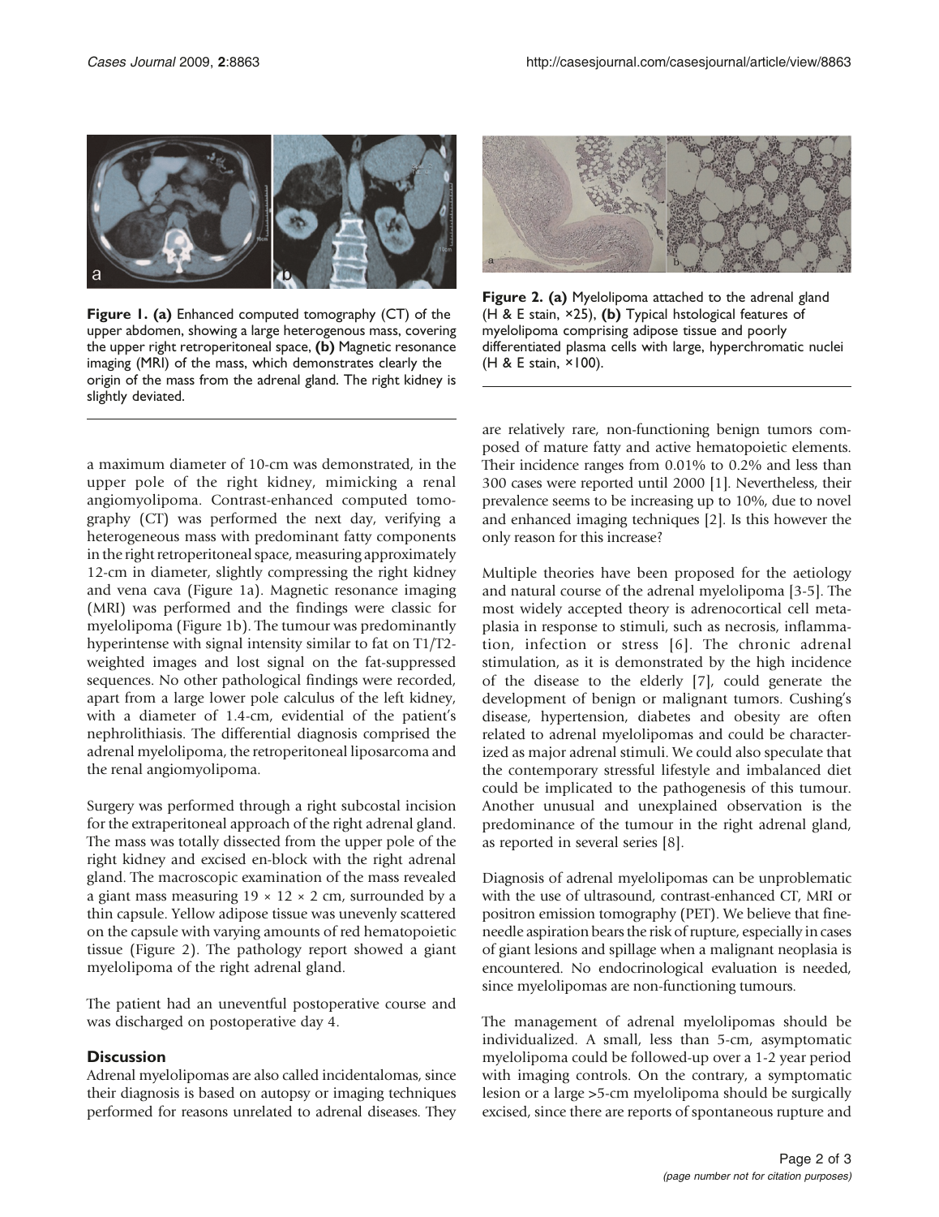Figure 1. (a) Enhanced computed tomography (CT) of the upper abdomen, showing a large heterogenous mass, covering the upper right retroperitoneal space, (b) Magnetic resonance imaging (MRI) of the mass, which demonstrates clearly the origin of the mass from the adrenal gland. The right kidney is slightly deviated.

Figure 2. (a) Myelolipoma attached to the adrenal gland (H & E stain, ×25), (b) Typical hstological features of myelolipoma comprising adipose tissue and poorly differentiated plasma cells with large, hyperchromatic nuclei (H & E stain, ×100).

a maximum diameter of 10-cm was demonstrated, in the upper pole of the right kidney, mimicking a renal angiomyolipoma. Contrast-enhanced computed tomography (CT) was performed the next day, verifying a heterogeneous mass with predominant fatty components in the right retroperitoneal space, measuring approximately 12-cm in diameter, slightly compressing the right kidney and vena cava (Figure 1a). Magnetic resonance imaging (MRI) was performed and the findings were classic for myelolipoma (Figure 1b). The tumour was predominantly hyperintense with signal intensity similar to fat on T1/T2-weighted images and lost signal on the fat-suppressed sequences. No other pathological findings were recorded, apart from a large lower pole calculus of the left kidney, with a diameter of 1.4-cm, evidential of the patient's nephrolithiasis. The differential diagnosis comprised the adrenal myelolipoma, the retroperitoneal liposarcoma and the renal angiomyolipoma.

Surgery was performed through a right subcostal incision for the extraperitoneal approach of the right adrenal gland. The mass was totally dissected from the upper pole of the right kidney and excised en-block with the right adrenal gland. The macroscopic examination of the mass revealed a giant mass measuring 19 × 12 × 2 cm, surrounded by a thin capsule. Yellow adipose tissue was unevenly scattered on the capsule with varying amounts of red hematopoietic tissue (Figure 2). The pathology report showed a giant myelolipoma of the right adrenal gland.

The patient had an uneventful postoperative course and was discharged on postoperative day 4.

## Discussion

Adrenal myelolipomas are also called incidentalomas, since their diagnosis is based on autopsy or imaging techniques performed for reasons unrelated to adrenal diseases. They are relatively rare, non-functioning benign tumors composed of mature fatty and active hematopoietic elements. Their incidence ranges from 0.01% to 0.2% and less than 300 cases were reported until 2000 [1]. Nevertheless, their prevalence seems to be increasing up to 10%, due to novel and enhanced imaging techniques [2]. Is this however the only reason for this increase?

Multiple theories have been proposed for the aetiology and natural course of the adrenal myelolipoma [3-5]. The most widely accepted theory is adrenocortical cell metaplasia in response to stimuli, such as necrosis, inflammation, infection or stress [6]. The chronic adrenal stimulation, as it is demonstrated by the high incidence of the disease to the elderly [7], could generate the development of benign or malignant tumors. Cushing's disease, hypertension, diabetes and obesity are often related to adrenal myelolipomas and could be characterized as major adrenal stimuli. We could also speculate that the contemporary stressful lifestyle and imbalanced diet could be implicated to the pathogenesis of this tumour. Another unusual and unexplained observation is the predominance of the tumour in the right adrenal gland, as reported in several series [8].

Diagnosis of adrenal myelolipomas can be unproblematic with the use of ultrasound, contrast-enhanced CT, MRI or positron emission tomography (PET). We believe that fine-needle aspiration bears the risk of rupture, especially in cases of giant lesions and spillage when a malignant neoplasia is encountered. No endocrinological evaluation is needed, since myelolipomas are non-functioning tumours.

The management of adrenal myelolipomas should be individualized. A small, less than 5-cm, asymptomatic myelolipoma could be followed-up over a 1-2 year period with imaging controls. On the contrary, a symptomatic lesion or a large >5-cm myelolipoma should be surgically excised, since there are reports of spontaneous rupture and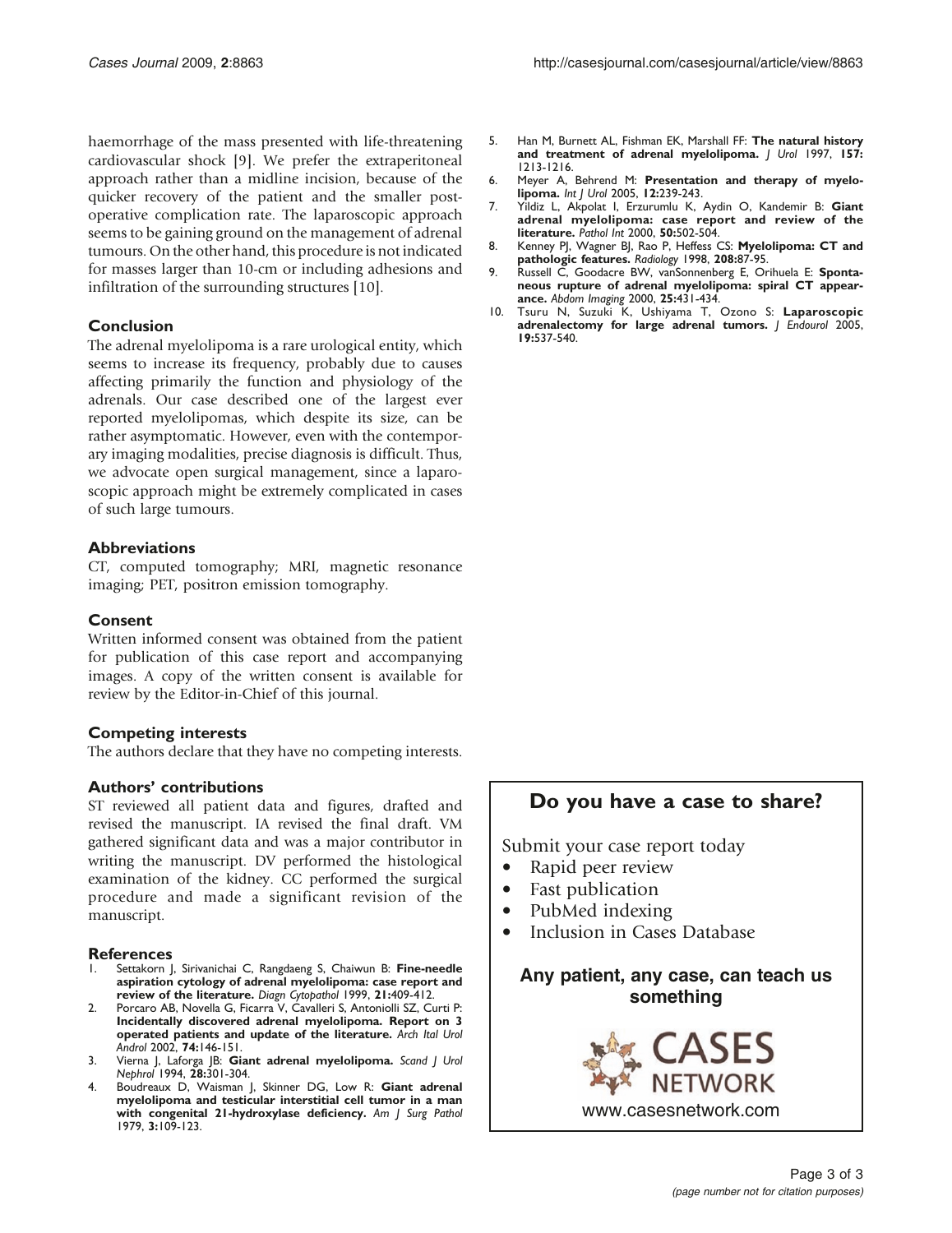haemorrhage of the mass presented with life-threatening cardiovascular shock [9]. We prefer the extraperitoneal approach rather than a midline incision, because of the quicker recovery of the patient and the smaller post-operative complication rate. The laparoscopic approach seems to be gaining ground on the management of adrenal tumours. On the other hand, this procedure is not indicated for masses larger than 10-cm or including adhesions and infiltration of the surrounding structures [10].

## Conclusion

The adrenal myelolipoma is a rare urological entity, which seems to increase its frequency, probably due to causes affecting primarily the function and physiology of the adrenals. Our case described one of the largest ever reported myelolipomas, which despite its size, can be rather asymptomatic. However, even with the contemporary imaging modalities, precise diagnosis is difficult. Thus, we advocate open surgical management, since a laparoscopic approach might be extremely complicated in cases of such large tumours.

## Abbreviations

CT, computed tomography; MRI, magnetic resonance imaging; PET, positron emission tomography.

## Consent

Written informed consent was obtained from the patient for publication of this case report and accompanying images. A copy of the written consent is available for review by the Editor-in-Chief of this journal.

## Competing interests

The authors declare that they have no competing interests.

## Authors' contributions

ST reviewed all patient data and figures, drafted and revised the manuscript. IA revised the final draft. VM gathered significant data and was a major contributor in writing the manuscript. DV performed the histological examination of the kidney. CC performed the surgical procedure and made a significant revision of the manuscript.

## References

1. Settakorn J, Sirivanichai C, Rangdaeng S, Chaiwun B: **Fine-needle aspiration cytology of adrenal myelolipoma: case report and review of the literature.** *Diagn Cytopathol* 1999, **21:**409-412.
2. Porcaro AB, Novella G, Ficarra V, Cavalleri S, Antoniolli SZ, Curti P: **Incidentally discovered adrenal myelolipoma. Report on 3 operated patients and update of the literature.** *Arch Ital Urol Androl* 2002, **74:**146-151.
3. Vierna J, Laforga JB: **Giant adrenal myelolipoma.** *Scand J Urol Nephrol* 1994, **28:**301-304.
4. Boudreaux D, Waisman J, Skinner DG, Low R: **Giant adrenal myelolipoma and testicular interstitial cell tumor in a man with congenital 21-hydroxylase deficiency.** *Am J Surg Pathol* 1979, **3:**109-123.
5. Han M, Burnett AL, Fishman EK, Marshall FF: **The natural history and treatment of adrenal myelolipoma.** *J Urol* 1997, **157:** 1213-1216.
6. Meyer A, Behrend M: **Presentation and therapy of myelolipoma.** *Int J Urol* 2005, **12:**239-243.
7. Yildiz L, Akpolat I, Erzurumlu K, Aydin O, Kandemir B: **Giant adrenal myelolipoma: case report and review of the literature.** *Pathol Int* 2000, **50:**502-504.
8. Kenney PJ, Wagner BJ, Rao P, Heffess CS: **Myelolipoma: CT and pathologic features.** *Radiology* 1998, **208:**87-95.
9. Russell C, Goodacre BW, vanSonnenberg E, Orihuela E: **Spontaneous rupture of adrenal myelolipoma: spiral CT appearance.** *Abdom Imaging* 2000, **25:**431-434.
10. Tsuru N, Suzuki K, Ushiyama T, Ozono S: **Laparoscopic adrenalectomy for large adrenal tumors.** *J Endourol* 2005, **19:**537-540.

**Do you have a case to share?**

Submit your case report today

- Rapid peer review
- Fast publication
- PubMed indexing
- Inclusion in Cases Database

**Any patient, any case, can teach us something**

CASES NETWORK

www.casesnetwork.com